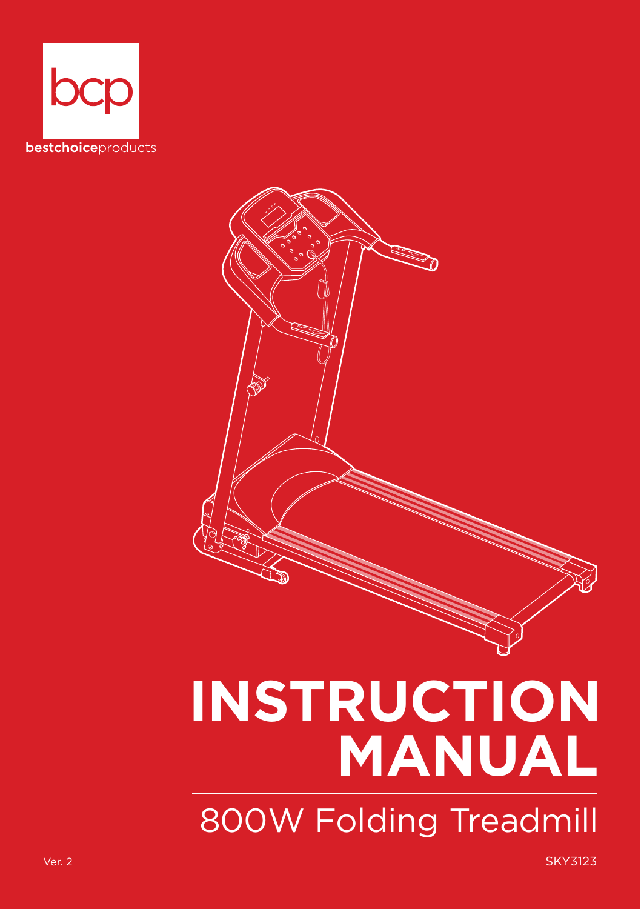bcp

**bestchoice**products

# INSTRUCTION MANUAL

## 800W Folding Treadmill

Ver. 2

SKY3123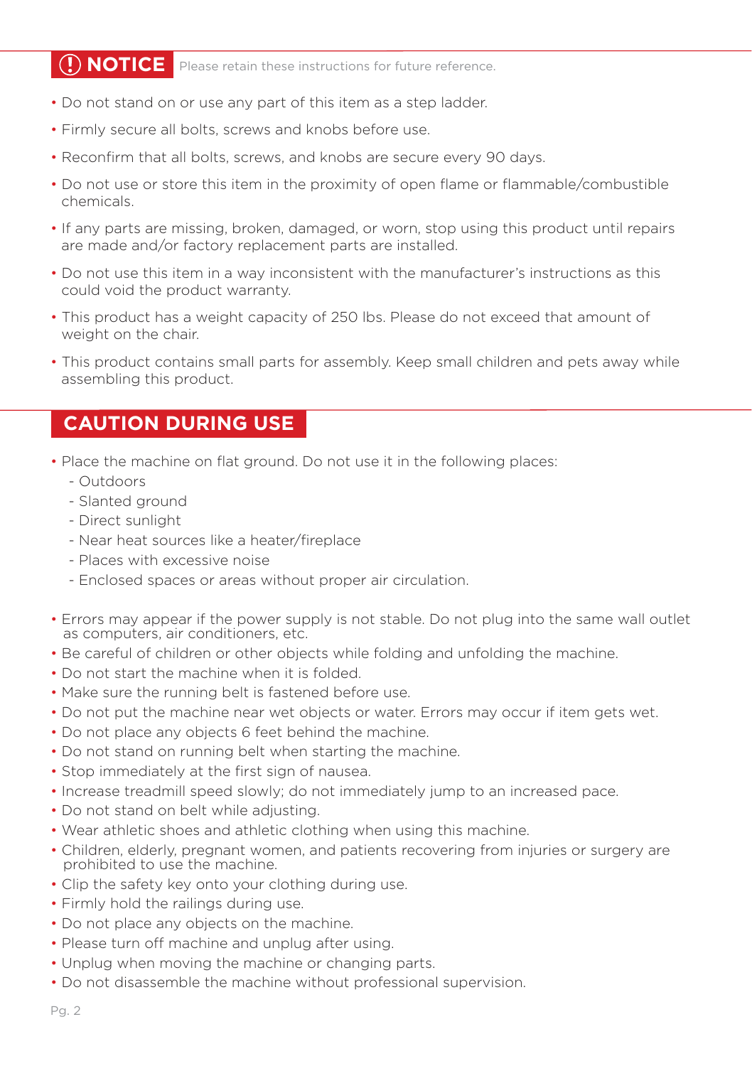## ⓘ NOTICE

Please retain these instructions for future reference.

- Do not stand on or use any part of this item as a step ladder.
- Firmly secure all bolts, screws and knobs before use.
- Reconfirm that all bolts, screws, and knobs are secure every 90 days.
- Do not use or store this item in the proximity of open flame or flammable/combustible chemicals.
- If any parts are missing, broken, damaged, or worn, stop using this product until repairs are made and/or factory replacement parts are installed.
- Do not use this item in a way inconsistent with the manufacturer's instructions as this could void the product warranty.
- This product has a weight capacity of 250 lbs. Please do not exceed that amount of weight on the chair.
- This product contains small parts for assembly. Keep small children and pets away while assembling this product.

## CAUTION DURING USE

- Place the machine on flat ground. Do not use it in the following places:
  - Outdoors
  - Slanted ground
  - Direct sunlight
  - Near heat sources like a heater/fireplace
  - Places with excessive noise
  - Enclosed spaces or areas without proper air circulation.

- Errors may appear if the power supply is not stable. Do not plug into the same wall outlet as computers, air conditioners, etc.
- Be careful of children or other objects while folding and unfolding the machine.
- Do not start the machine when it is folded.
- Make sure the running belt is fastened before use.
- Do not put the machine near wet objects or water. Errors may occur if item gets wet.
- Do not place any objects 6 feet behind the machine.
- Do not stand on running belt when starting the machine.
- Stop immediately at the first sign of nausea.
- Increase treadmill speed slowly; do not immediately jump to an increased pace.
- Do not stand on belt while adjusting.
- Wear athletic shoes and athletic clothing when using this machine.
- Children, elderly, pregnant women, and patients recovering from injuries or surgery are prohibited to use the machine.
- Clip the safety key onto your clothing during use.
- Firmly hold the railings during use.
- Do not place any objects on the machine.
- Please turn off machine and unplug after using.
- Unplug when moving the machine or changing parts.
- Do not disassemble the machine without professional supervision.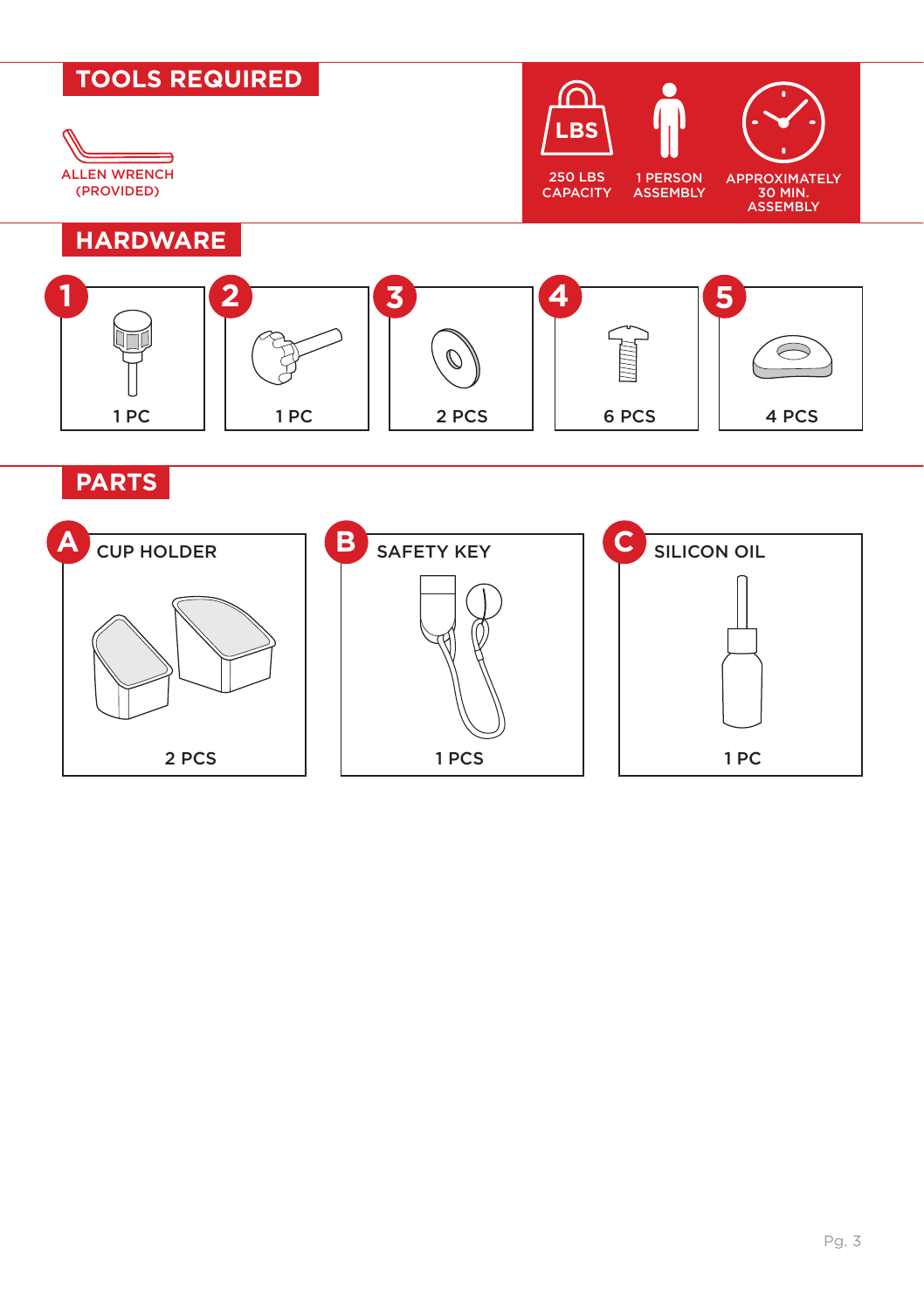## TOOLS REQUIRED

ALLEN WRENCH
(PROVIDED)

250 LBS CAPACITY

1 PERSON ASSEMBLY

APPROXIMATELY 30 MIN. ASSEMBLY

## HARDWARE

| No. | Quantity |
|---|---|
| 1 | 1 PC |
| 2 | 1 PC |
| 3 | 2 PCS |
| 4 | 6 PCS |
| 5 | 4 PCS |

## PARTS

| Part | Name | Quantity |
|---|---|---|
| A | CUP HOLDER | 2 PCS |
| B | SAFETY KEY | 1 PCS |
| C | SILICON OIL | 1 PC |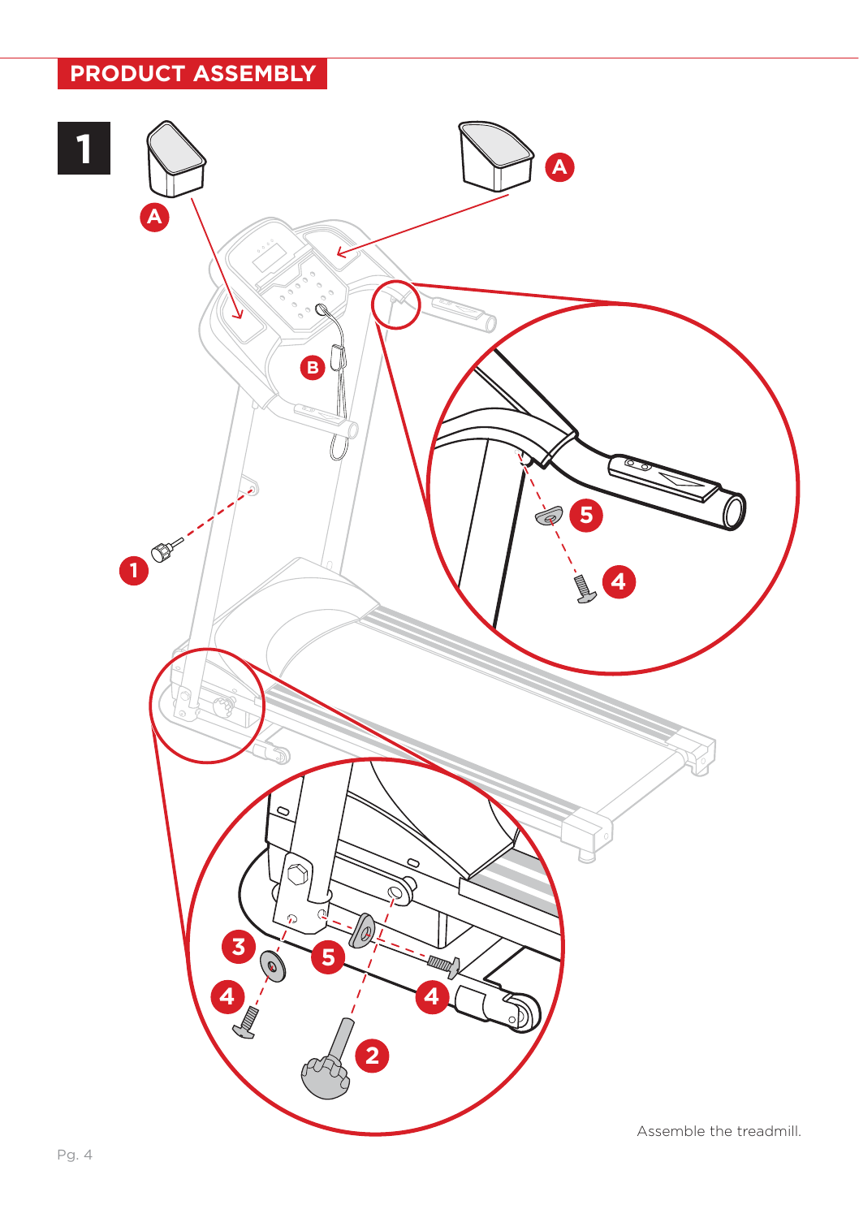## PRODUCT ASSEMBLY

**1**

Assemble the treadmill.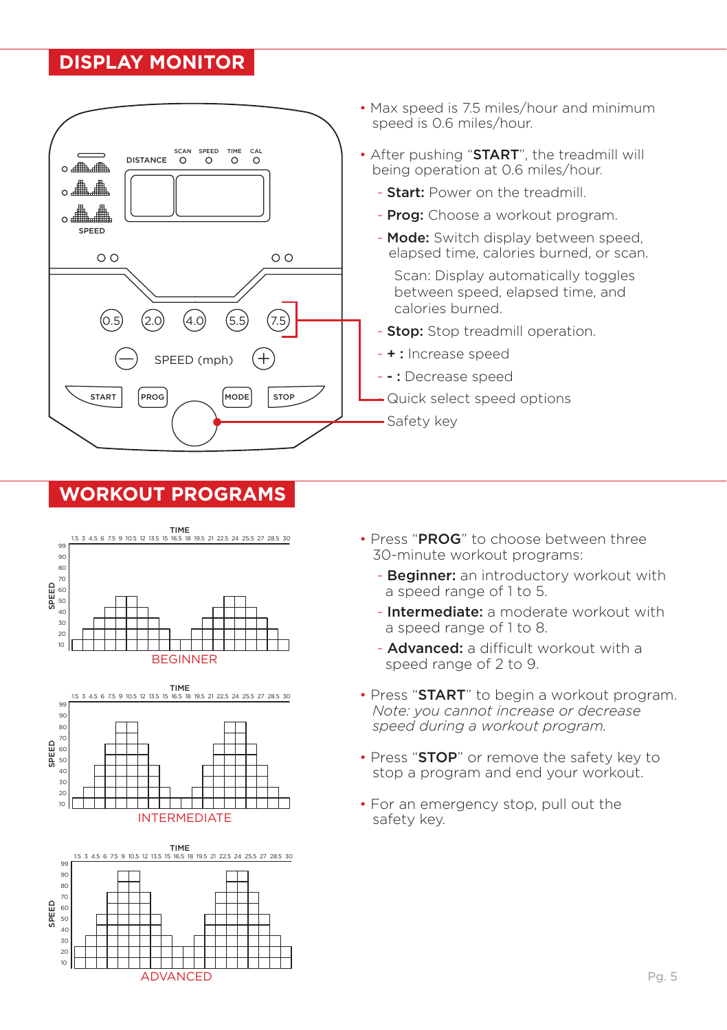## DISPLAY MONITOR

- Max speed is 7.5 miles/hour and minimum speed is 0.6 miles/hour.
- After pushing "**START**", the treadmill will being operation at 0.6 miles/hour.
  - **Start:** Power on the treadmill.
  - **Prog:** Choose a workout program.
  - **Mode:** Switch display between speed, elapsed time, calories burned, or scan.

    Scan: Display automatically toggles between speed, elapsed time, and calories burned.
  - **Stop:** Stop treadmill operation.
  - **+ :** Increase speed
  - **- :** Decrease speed
  - Quick select speed options
  - Safety key

## WORKOUT PROGRAMS

BEGINNER

INTERMEDIATE

ADVANCED

- Press "**PROG**" to choose between three 30-minute workout programs:
  - **Beginner:** an introductory workout with a speed range of 1 to 5.
  - **Intermediate:** a moderate workout with a speed range of 1 to 8.
  - **Advanced:** a difficult workout with a speed range of 2 to 9.
- Press "**START**" to begin a workout program. *Note: you cannot increase or decrease speed during a workout program.*
- Press "**STOP**" or remove the safety key to stop a program and end your workout.
- For an emergency stop, pull out the safety key.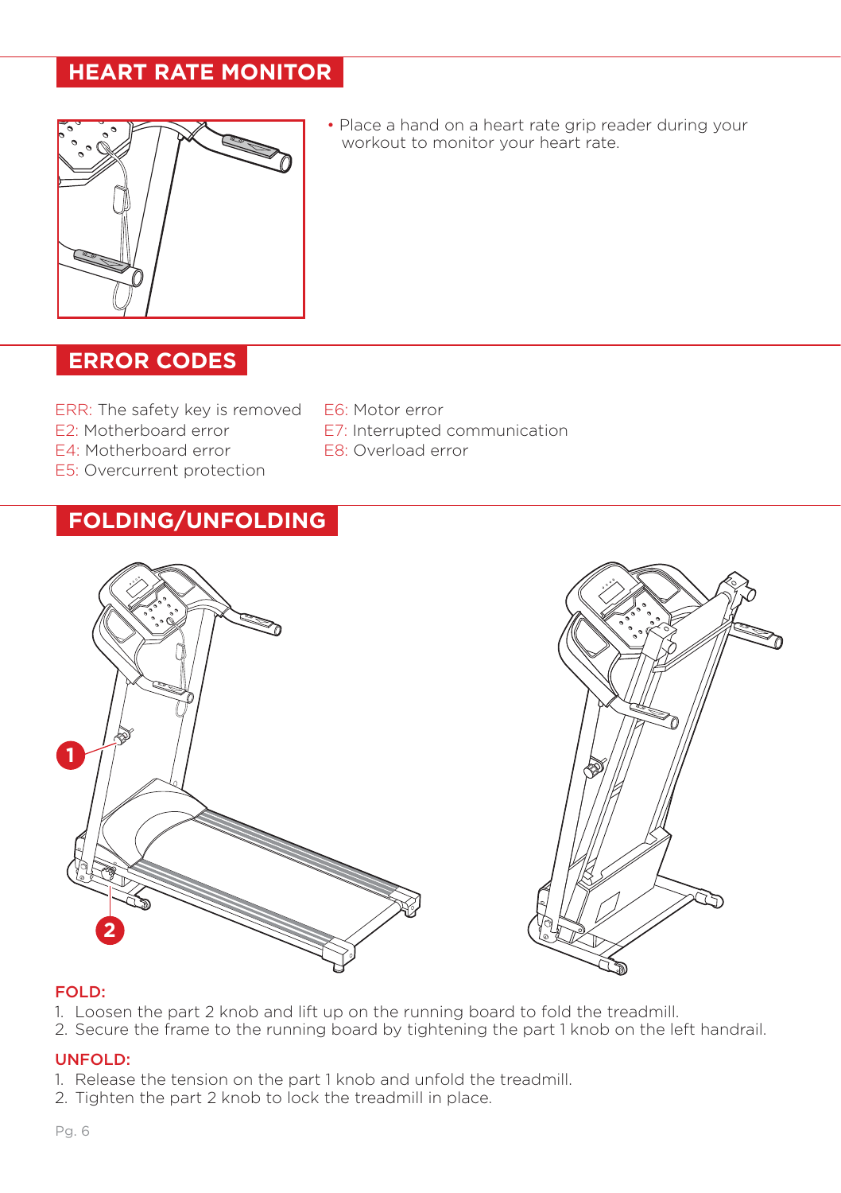## HEART RATE MONITOR

- Place a hand on a heart rate grip reader during your workout to monitor your heart rate.

## ERROR CODES

ERR: The safety key is removed
E2: Motherboard error
E4: Motherboard error
E5: Overcurrent protection
E6: Motor error
E7: Interrupted communication
E8: Overload error

## FOLDING/UNFOLDING

1

2

**FOLD:**

1. Loosen the part 2 knob and lift up on the running board to fold the treadmill.
2. Secure the frame to the running board by tightening the part 1 knob on the left handrail.

**UNFOLD:**

1. Release the tension on the part 1 knob and unfold the treadmill.
2. Tighten the part 2 knob to lock the treadmill in place.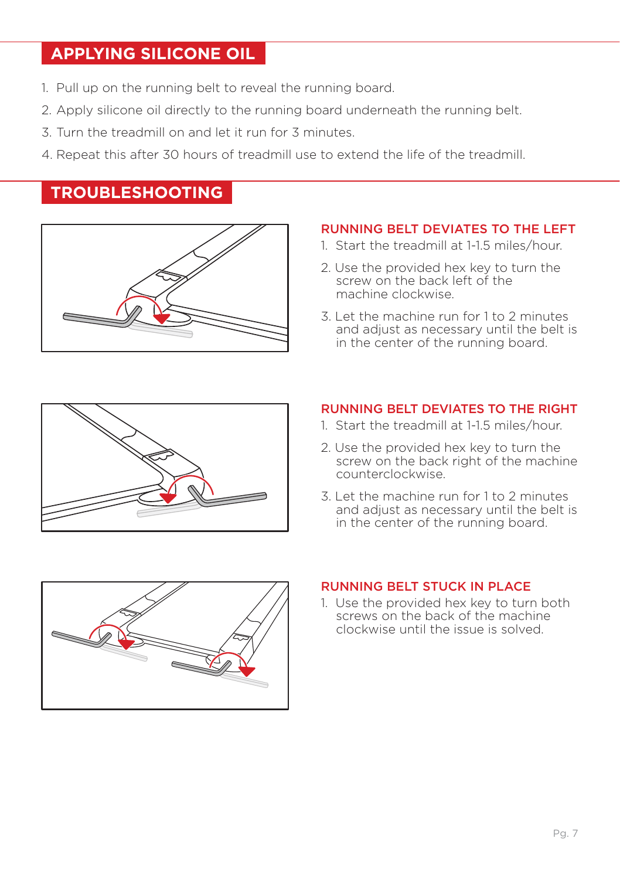## APPLYING SILICONE OIL

1. Pull up on the running belt to reveal the running board.
2. Apply silicone oil directly to the running board underneath the running belt.
3. Turn the treadmill on and let it run for 3 minutes.
4. Repeat this after 30 hours of treadmill use to extend the life of the treadmill.

## TROUBLESHOOTING

### RUNNING BELT DEVIATES TO THE LEFT

1. Start the treadmill at 1-1.5 miles/hour.
2. Use the provided hex key to turn the screw on the back left of the machine clockwise.
3. Let the machine run for 1 to 2 minutes and adjust as necessary until the belt is in the center of the running board.

### RUNNING BELT DEVIATES TO THE RIGHT

1. Start the treadmill at 1-1.5 miles/hour.
2. Use the provided hex key to turn the screw on the back right of the machine counterclockwise.
3. Let the machine run for 1 to 2 minutes and adjust as necessary until the belt is in the center of the running board.

### RUNNING BELT STUCK IN PLACE

1. Use the provided hex key to turn both screws on the back of the machine clockwise until the issue is solved.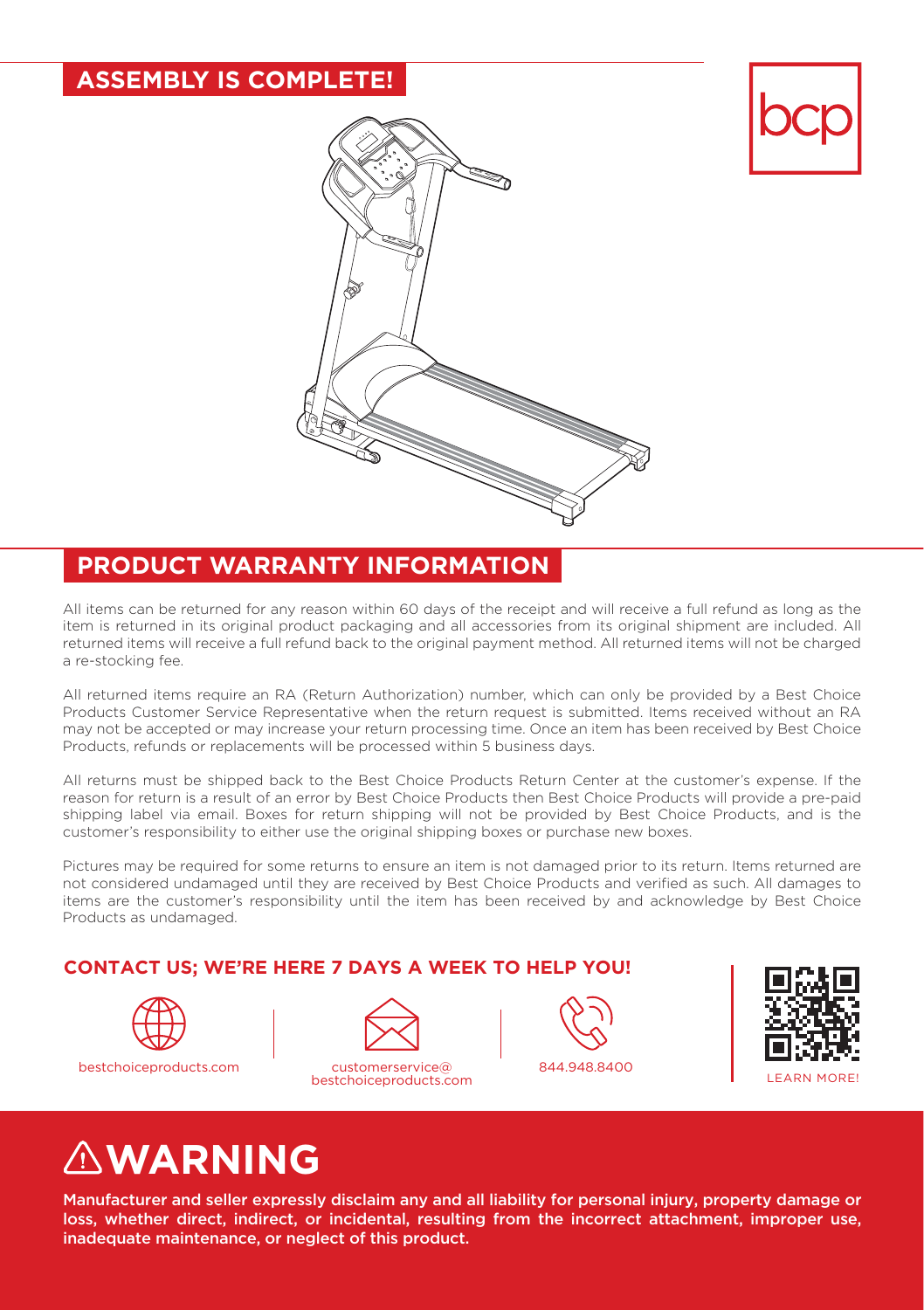## ASSEMBLY IS COMPLETE!

## PRODUCT WARRANTY INFORMATION

All items can be returned for any reason within 60 days of the receipt and will receive a full refund as long as the item is returned in its original product packaging and all accessories from its original shipment are included. All returned items will receive a full refund back to the original payment method. All returned items will not be charged a re-stocking fee.

All returned items require an RA (Return Authorization) number, which can only be provided by a Best Choice Products Customer Service Representative when the return request is submitted. Items received without an RA may not be accepted or may increase your return processing time. Once an item has been received by Best Choice Products, refunds or replacements will be processed within 5 business days.

All returns must be shipped back to the Best Choice Products Return Center at the customer's expense. If the reason for return is a result of an error by Best Choice Products then Best Choice Products will provide a pre-paid shipping label via email. Boxes for return shipping will not be provided by Best Choice Products, and is the customer's responsibility to either use the original shipping boxes or purchase new boxes.

Pictures may be required for some returns to ensure an item is not damaged prior to its return. Items returned are not considered undamaged until they are received by Best Choice Products and verified as such. All damages to items are the customer's responsibility until the item has been received by and acknowledge by Best Choice Products as undamaged.

### CONTACT US; WE'RE HERE 7 DAYS A WEEK TO HELP YOU!

bestchoiceproducts.com

customerservice@bestchoiceproducts.com

844.948.8400

LEARN MORE!

# ⚠WARNING

Manufacturer and seller expressly disclaim any and all liability for personal injury, property damage or loss, whether direct, indirect, or incidental, resulting from the incorrect attachment, improper use, inadequate maintenance, or neglect of this product.